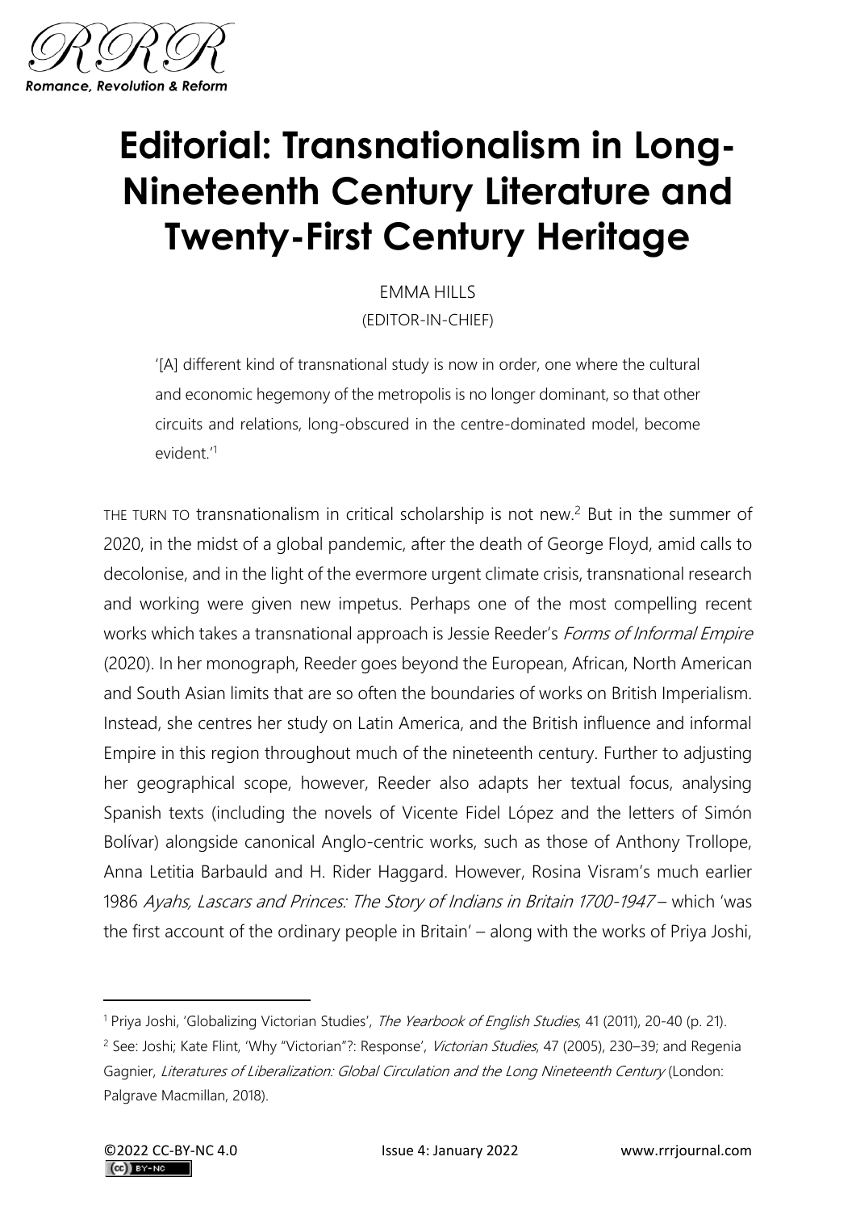# Editorial: Transnationalism in Long-Nineteenth Century Literature and Twenty-First Century Heritage

EMMA HILLS
(EDITOR-IN-CHIEF)

> '[A] different kind of transnational study is now in order, one where the cultural and economic hegemony of the metropolis is no longer dominant, so that other circuits and relations, long-obscured in the centre-dominated model, become evident.'[1]

THE TURN TO transnationalism in critical scholarship is not new.[2] But in the summer of 2020, in the midst of a global pandemic, after the death of George Floyd, amid calls to decolonise, and in the light of the evermore urgent climate crisis, transnational research and working were given new impetus. Perhaps one of the most compelling recent works which takes a transnational approach is Jessie Reeder's *Forms of Informal Empire* (2020). In her monograph, Reeder goes beyond the European, African, North American and South Asian limits that are so often the boundaries of works on British Imperialism. Instead, she centres her study on Latin America, and the British influence and informal Empire in this region throughout much of the nineteenth century. Further to adjusting her geographical scope, however, Reeder also adapts her textual focus, analysing Spanish texts (including the novels of Vicente Fidel López and the letters of Simón Bolívar) alongside canonical Anglo-centric works, such as those of Anthony Trollope, Anna Letitia Barbauld and H. Rider Haggard. However, Rosina Visram's much earlier 1986 *Ayahs, Lascars and Princes: The Story of Indians in Britain 1700-1947* – which 'was the first account of the ordinary people in Britain' – along with the works of Priya Joshi,

---

[1] Priya Joshi, 'Globalizing Victorian Studies', *The Yearbook of English Studies*, 41 (2011), 20-40 (p. 21).

[2] See: Joshi; Kate Flint, 'Why "Victorian"?: Response', *Victorian Studies*, 47 (2005), 230–39; and Regenia Gagnier, *Literatures of Liberalization: Global Circulation and the Long Nineteenth Century* (London: Palgrave Macmillan, 2018).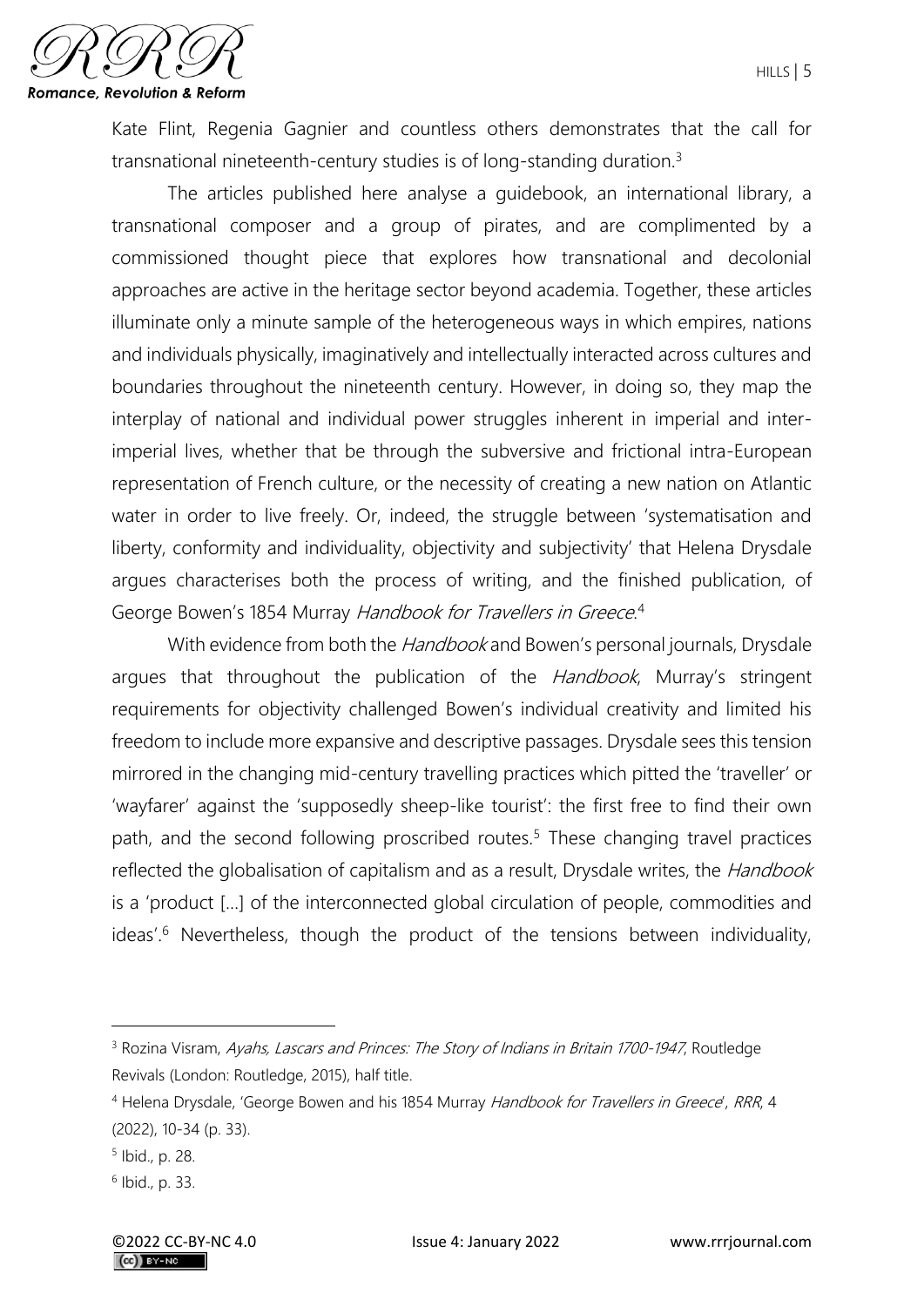Kate Flint, Regenia Gagnier and countless others demonstrates that the call for transnational nineteenth-century studies is of long-standing duration.[3]

The articles published here analyse a guidebook, an international library, a transnational composer and a group of pirates, and are complimented by a commissioned thought piece that explores how transnational and decolonial approaches are active in the heritage sector beyond academia. Together, these articles illuminate only a minute sample of the heterogeneous ways in which empires, nations and individuals physically, imaginatively and intellectually interacted across cultures and boundaries throughout the nineteenth century. However, in doing so, they map the interplay of national and individual power struggles inherent in imperial and inter-imperial lives, whether that be through the subversive and frictional intra-European representation of French culture, or the necessity of creating a new nation on Atlantic water in order to live freely. Or, indeed, the struggle between 'systematisation and liberty, conformity and individuality, objectivity and subjectivity' that Helena Drysdale argues characterises both the process of writing, and the finished publication, of George Bowen's 1854 Murray *Handbook for Travellers in Greece*.[4]

With evidence from both the *Handbook* and Bowen's personal journals, Drysdale argues that throughout the publication of the *Handbook*, Murray's stringent requirements for objectivity challenged Bowen's individual creativity and limited his freedom to include more expansive and descriptive passages. Drysdale sees this tension mirrored in the changing mid-century travelling practices which pitted the 'traveller' or 'wayfarer' against the 'supposedly sheep-like tourist': the first free to find their own path, and the second following proscribed routes.[5] These changing travel practices reflected the globalisation of capitalism and as a result, Drysdale writes, the *Handbook* is a 'product [...] of the interconnected global circulation of people, commodities and ideas'.[6] Nevertheless, though the product of the tensions between individuality,

---

[3] Rozina Visram, *Ayahs, Lascars and Princes: The Story of Indians in Britain 1700-1947*, Routledge Revivals (London: Routledge, 2015), half title.

[4] Helena Drysdale, 'George Bowen and his 1854 Murray *Handbook for Travellers in Greece*', *RRR*, 4 (2022), 10-34 (p. 33).

[5] Ibid., p. 28.

[6] Ibid., p. 33.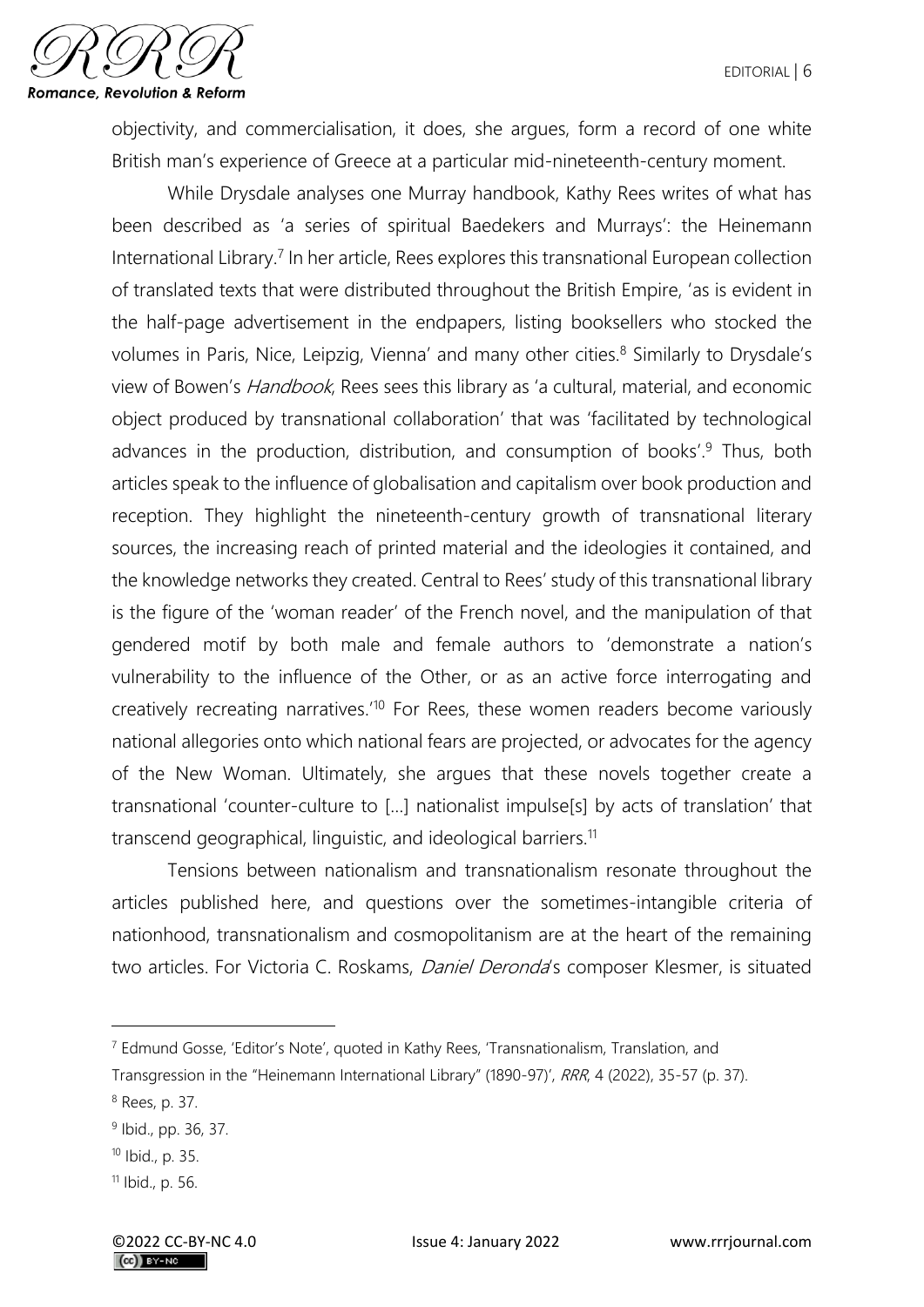objectivity, and commercialisation, it does, she argues, form a record of one white British man's experience of Greece at a particular mid-nineteenth-century moment.

While Drysdale analyses one Murray handbook, Kathy Rees writes of what has been described as 'a series of spiritual Baedekers and Murrays': the Heinemann International Library.[7] In her article, Rees explores this transnational European collection of translated texts that were distributed throughout the British Empire, 'as is evident in the half-page advertisement in the endpapers, listing booksellers who stocked the volumes in Paris, Nice, Leipzig, Vienna' and many other cities.[8] Similarly to Drysdale's view of Bowen's *Handbook*, Rees sees this library as 'a cultural, material, and economic object produced by transnational collaboration' that was 'facilitated by technological advances in the production, distribution, and consumption of books'.[9] Thus, both articles speak to the influence of globalisation and capitalism over book production and reception. They highlight the nineteenth-century growth of transnational literary sources, the increasing reach of printed material and the ideologies it contained, and the knowledge networks they created. Central to Rees' study of this transnational library is the figure of the 'woman reader' of the French novel, and the manipulation of that gendered motif by both male and female authors to 'demonstrate a nation's vulnerability to the influence of the Other, or as an active force interrogating and creatively recreating narratives.'[10] For Rees, these women readers become variously national allegories onto which national fears are projected, or advocates for the agency of the New Woman. Ultimately, she argues that these novels together create a transnational 'counter-culture to [...] nationalist impulse[s] by acts of translation' that transcend geographical, linguistic, and ideological barriers.[11]

Tensions between nationalism and transnationalism resonate throughout the articles published here, and questions over the sometimes-intangible criteria of nationhood, transnationalism and cosmopolitanism are at the heart of the remaining two articles. For Victoria C. Roskams, *Daniel Deronda*'s composer Klesmer, is situated

---

[7] Edmund Gosse, 'Editor's Note', quoted in Kathy Rees, 'Transnationalism, Translation, and Transgression in the "Heinemann International Library" (1890-97)', *RRR*, 4 (2022), 35-57 (p. 37).

[8] Rees, p. 37.

[9] Ibid., pp. 36, 37.

[10] Ibid., p. 35.

[11] Ibid., p. 56.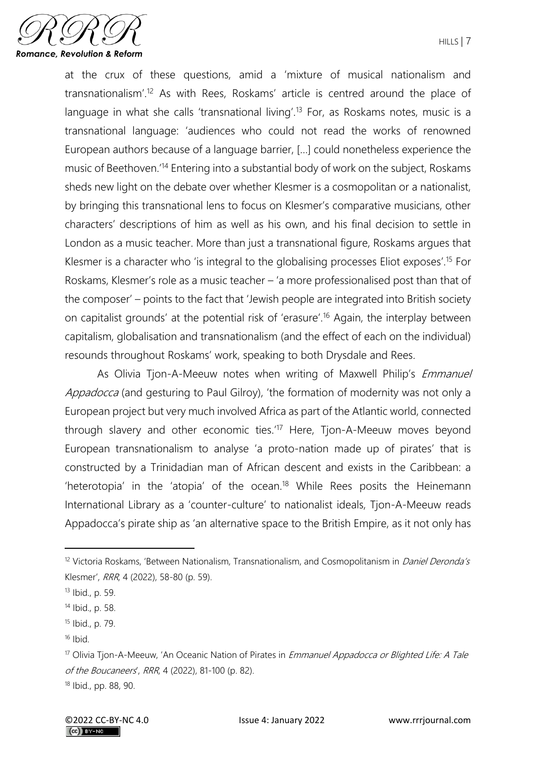at the crux of these questions, amid a 'mixture of musical nationalism and transnationalism'.[12] As with Rees, Roskams' article is centred around the place of language in what she calls 'transnational living'.[13] For, as Roskams notes, music is a transnational language: 'audiences who could not read the works of renowned European authors because of a language barrier, [...] could nonetheless experience the music of Beethoven.'[14] Entering into a substantial body of work on the subject, Roskams sheds new light on the debate over whether Klesmer is a cosmopolitan or a nationalist, by bringing this transnational lens to focus on Klesmer's comparative musicians, other characters' descriptions of him as well as his own, and his final decision to settle in London as a music teacher. More than just a transnational figure, Roskams argues that Klesmer is a character who 'is integral to the globalising processes Eliot exposes'.[15] For Roskams, Klesmer's role as a music teacher – 'a more professionalised post than that of the composer' – points to the fact that 'Jewish people are integrated into British society on capitalist grounds' at the potential risk of 'erasure'.[16] Again, the interplay between capitalism, globalisation and transnationalism (and the effect of each on the individual) resounds throughout Roskams' work, speaking to both Drysdale and Rees.

As Olivia Tjon-A-Meeuw notes when writing of Maxwell Philip's *Emmanuel Appadocca* (and gesturing to Paul Gilroy), 'the formation of modernity was not only a European project but very much involved Africa as part of the Atlantic world, connected through slavery and other economic ties.'[17] Here, Tjon-A-Meeuw moves beyond European transnationalism to analyse 'a proto-nation made up of pirates' that is constructed by a Trinidadian man of African descent and exists in the Caribbean: a 'heterotopia' in the 'atopia' of the ocean.[18] While Rees posits the Heinemann International Library as a 'counter-culture' to nationalist ideals, Tjon-A-Meeuw reads Appadocca's pirate ship as 'an alternative space to the British Empire, as it not only has

---

[12] Victoria Roskams, 'Between Nationalism, Transnationalism, and Cosmopolitanism in *Daniel Deronda's* Klesmer', *RRR*, 4 (2022), 58-80 (p. 59).

[13] Ibid., p. 59.

[14] Ibid., p. 58.

[15] Ibid., p. 79.

[16] Ibid.

[17] Olivia Tjon-A-Meeuw, 'An Oceanic Nation of Pirates in *Emmanuel Appadocca or Blighted Life: A Tale of the Boucaneers*', *RRR*, 4 (2022), 81-100 (p. 82).

[18] Ibid., pp. 88, 90.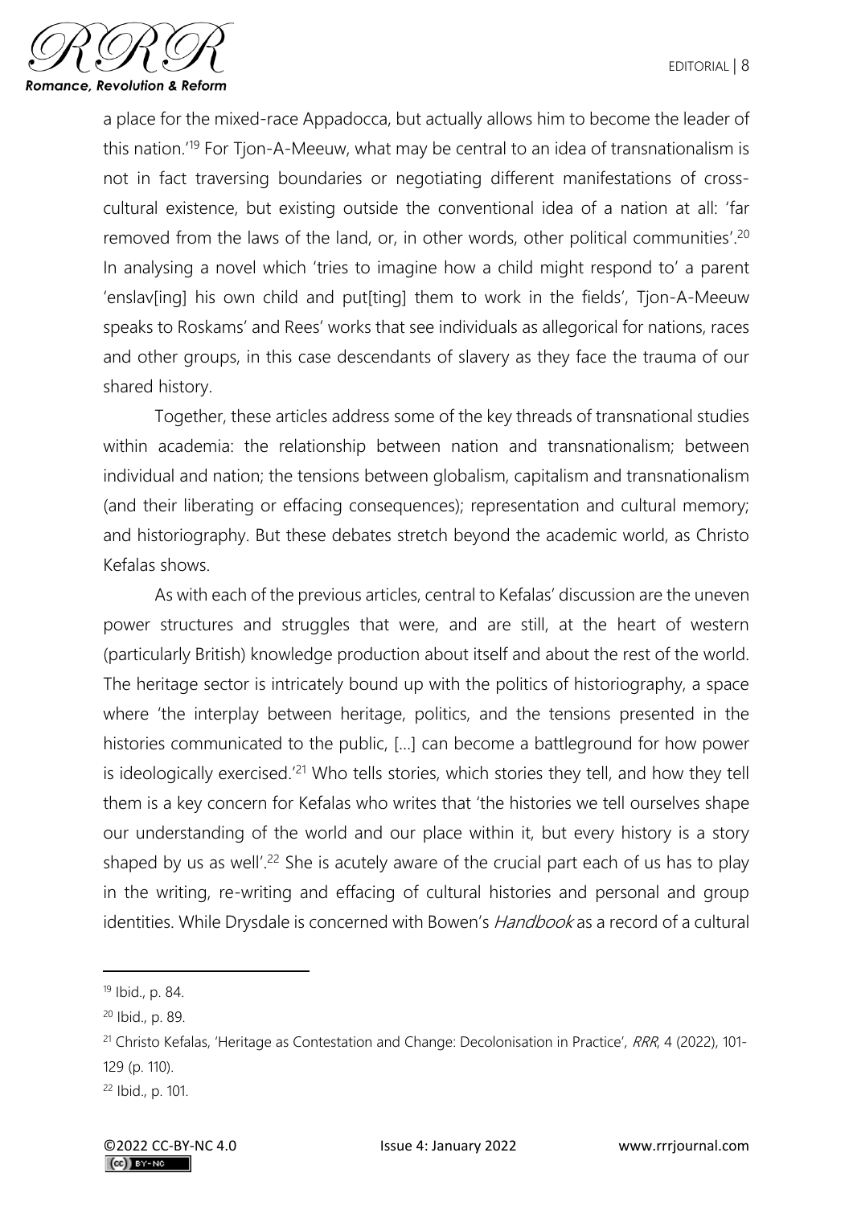a place for the mixed-race Appadocca, but actually allows him to become the leader of this nation.'[19] For Tjon-A-Meeuw, what may be central to an idea of transnationalism is not in fact traversing boundaries or negotiating different manifestations of cross-cultural existence, but existing outside the conventional idea of a nation at all: 'far removed from the laws of the land, or, in other words, other political communities'.[20] In analysing a novel which 'tries to imagine how a child might respond to' a parent 'enslav[ing] his own child and put[ting] them to work in the fields', Tjon-A-Meeuw speaks to Roskams' and Rees' works that see individuals as allegorical for nations, races and other groups, in this case descendants of slavery as they face the trauma of our shared history.

Together, these articles address some of the key threads of transnational studies within academia: the relationship between nation and transnationalism; between individual and nation; the tensions between globalism, capitalism and transnationalism (and their liberating or effacing consequences); representation and cultural memory; and historiography. But these debates stretch beyond the academic world, as Christo Kefalas shows.

As with each of the previous articles, central to Kefalas' discussion are the uneven power structures and struggles that were, and are still, at the heart of western (particularly British) knowledge production about itself and about the rest of the world. The heritage sector is intricately bound up with the politics of historiography, a space where 'the interplay between heritage, politics, and the tensions presented in the histories communicated to the public, [...] can become a battleground for how power is ideologically exercised.'[21] Who tells stories, which stories they tell, and how they tell them is a key concern for Kefalas who writes that 'the histories we tell ourselves shape our understanding of the world and our place within it, but every history is a story shaped by us as well'.[22] She is acutely aware of the crucial part each of us has to play in the writing, re-writing and effacing of cultural histories and personal and group identities. While Drysdale is concerned with Bowen's *Handbook* as a record of a cultural

---

[19] Ibid., p. 84.

[20] Ibid., p. 89.

[21] Christo Kefalas, 'Heritage as Contestation and Change: Decolonisation in Practice', *RRR*, 4 (2022), 101-129 (p. 110).

[22] Ibid., p. 101.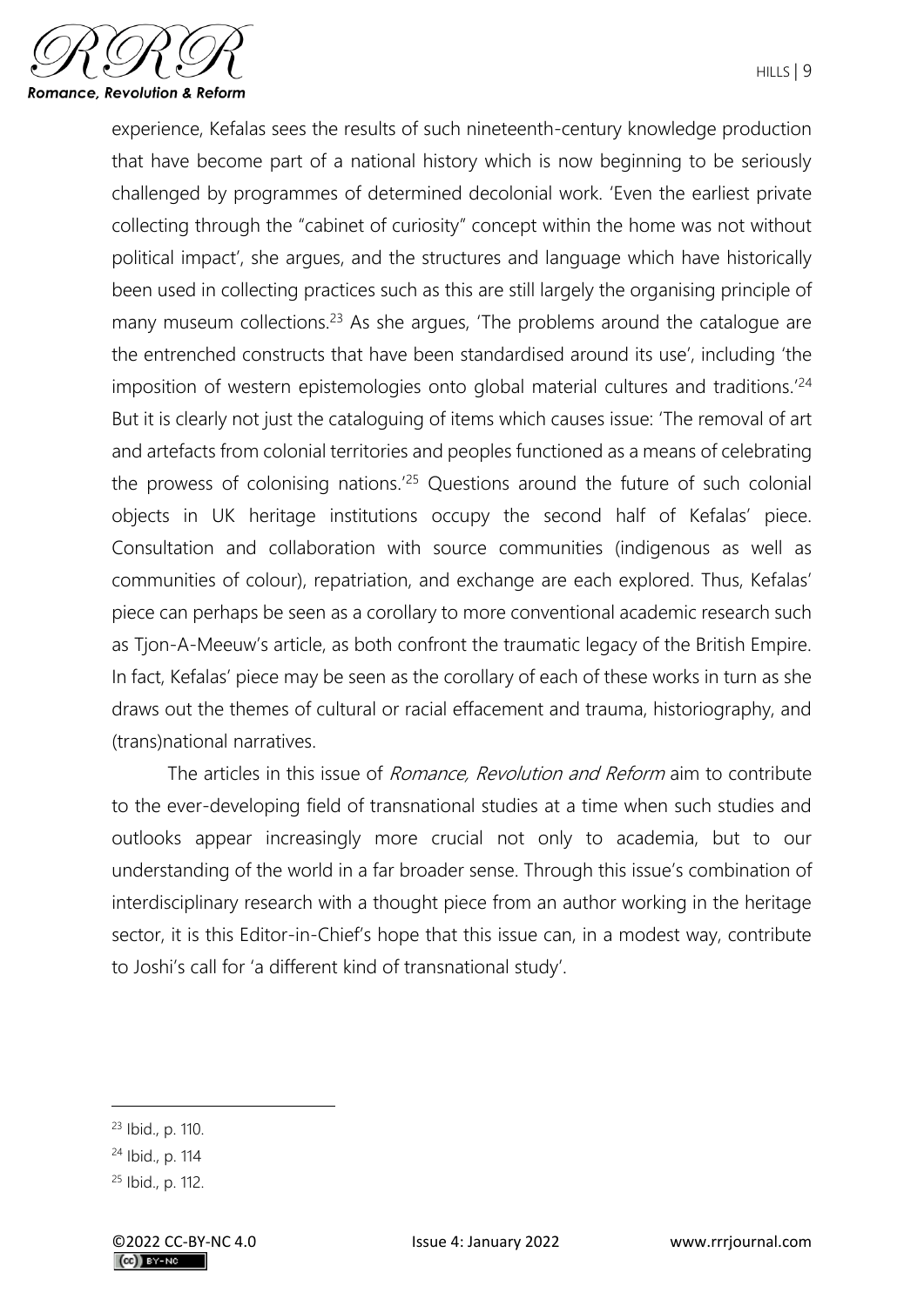experience, Kefalas sees the results of such nineteenth-century knowledge production that have become part of a national history which is now beginning to be seriously challenged by programmes of determined decolonial work. 'Even the earliest private collecting through the "cabinet of curiosity" concept within the home was not without political impact', she argues, and the structures and language which have historically been used in collecting practices such as this are still largely the organising principle of many museum collections.[23] As she argues, 'The problems around the catalogue are the entrenched constructs that have been standardised around its use', including 'the imposition of western epistemologies onto global material cultures and traditions.'[24] But it is clearly not just the cataloguing of items which causes issue: 'The removal of art and artefacts from colonial territories and peoples functioned as a means of celebrating the prowess of colonising nations.'[25] Questions around the future of such colonial objects in UK heritage institutions occupy the second half of Kefalas' piece. Consultation and collaboration with source communities (indigenous as well as communities of colour), repatriation, and exchange are each explored. Thus, Kefalas' piece can perhaps be seen as a corollary to more conventional academic research such as Tjon-A-Meeuw's article, as both confront the traumatic legacy of the British Empire. In fact, Kefalas' piece may be seen as the corollary of each of these works in turn as she draws out the themes of cultural or racial effacement and trauma, historiography, and (trans)national narratives.

The articles in this issue of *Romance, Revolution and Reform* aim to contribute to the ever-developing field of transnational studies at a time when such studies and outlooks appear increasingly more crucial not only to academia, but to our understanding of the world in a far broader sense. Through this issue's combination of interdisciplinary research with a thought piece from an author working in the heritage sector, it is this Editor-in-Chief's hope that this issue can, in a modest way, contribute to Joshi's call for 'a different kind of transnational study'.

---

[23] Ibid., p. 110.

[24] Ibid., p. 114

[25] Ibid., p. 112.